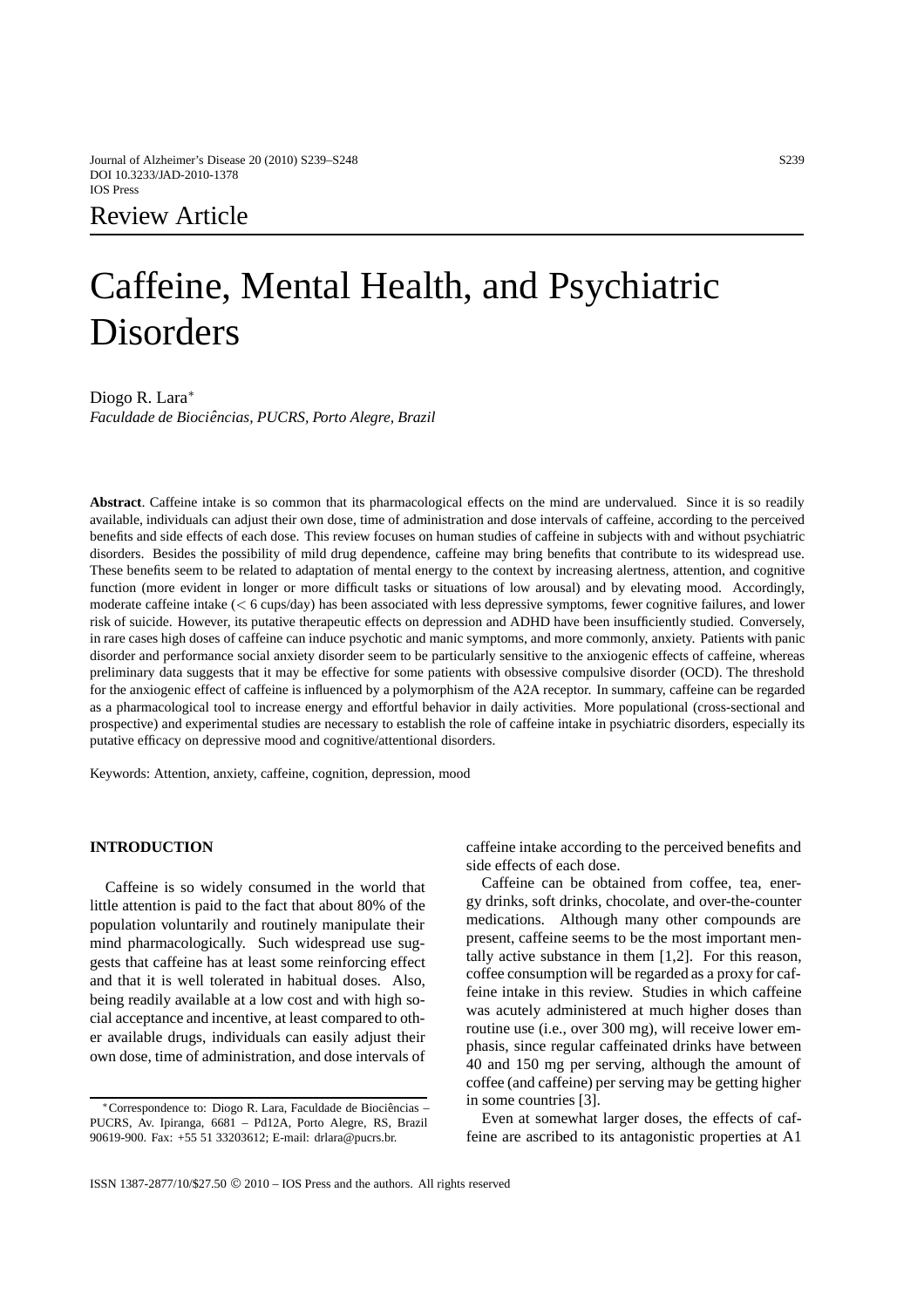Review Article

# Caffeine, Mental Health, and Psychiatric Disorders

Diogo R. Lara*

*Faculdade de Biociências, PUCRS, Porto Alegre, Brazil*

**Abstract**. Caffeine intake is so common that its pharmacological effects on the mind are undervalued. Since it is so readily available, individuals can adjust their own dose, time of administration and dose intervals of caffeine, according to the perceived benefits and side effects of each dose. This review focuses on human studies of caffeine in subjects with and without psychiatric disorders. Besides the possibility of mild drug dependence, caffeine may bring benefits that contribute to its widespread use. These benefits seem to be related to adaptation of mental energy to the context by increasing alertness, attention, and cognitive function (more evident in longer or more difficult tasks or situations of low arousal) and by elevating mood. Accordingly, moderate caffeine intake (< 6 cups/day) has been associated with less depressive symptoms, fewer cognitive failures, and lower risk of suicide. However, its putative therapeutic effects on depression and ADHD have been insufficiently studied. Conversely, in rare cases high doses of caffeine can induce psychotic and manic symptoms, and more commonly, anxiety. Patients with panic disorder and performance social anxiety disorder seem to be particularly sensitive to the anxiogenic effects of caffeine, whereas preliminary data suggests that it may be effective for some patients with obsessive compulsive disorder (OCD). The threshold for the anxiogenic effect of caffeine is influenced by a polymorphism of the A2A receptor. In summary, caffeine can be regarded as a pharmacological tool to increase energy and effortful behavior in daily activities. More populational (cross-sectional and prospective) and experimental studies are necessary to establish the role of caffeine intake in psychiatric disorders, especially its putative efficacy on depressive mood and cognitive/attentional disorders.

Keywords: Attention, anxiety, caffeine, cognition, depression, mood

## INTRODUCTION

Caffeine is so widely consumed in the world that little attention is paid to the fact that about 80% of the population voluntarily and routinely manipulate their mind pharmacologically. Such widespread use suggests that caffeine has at least some reinforcing effect and that it is well tolerated in habitual doses. Also, being readily available at a low cost and with high social acceptance and incentive, at least compared to other available drugs, individuals can easily adjust their own dose, time of administration, and dose intervals of caffeine intake according to the perceived benefits and side effects of each dose.

Caffeine can be obtained from coffee, tea, energy drinks, soft drinks, chocolate, and over-the-counter medications. Although many other compounds are present, caffeine seems to be the most important mentally active substance in them [1,2]. For this reason, coffee consumption will be regarded as a proxy for caffeine intake in this review. Studies in which caffeine was acutely administered at much higher doses than routine use (i.e., over 300 mg), will receive lower emphasis, since regular caffeinated drinks have between 40 and 150 mg per serving, although the amount of coffee (and caffeine) per serving may be getting higher in some countries [3].

Even at somewhat larger doses, the effects of caffeine are ascribed to its antagonistic properties at A1

*Correspondence to: Diogo R. Lara, Faculdade de Biociências – PUCRS, Av. Ipiranga, 6681 – Pd12A, Porto Alegre, RS, Brazil 90619-900. Fax: +55 51 33203612; E-mail: drlara@pucrs.br.

ISSN 1387-2877/10/$27.50 © 2010 – IOS Press and the authors. All rights reserved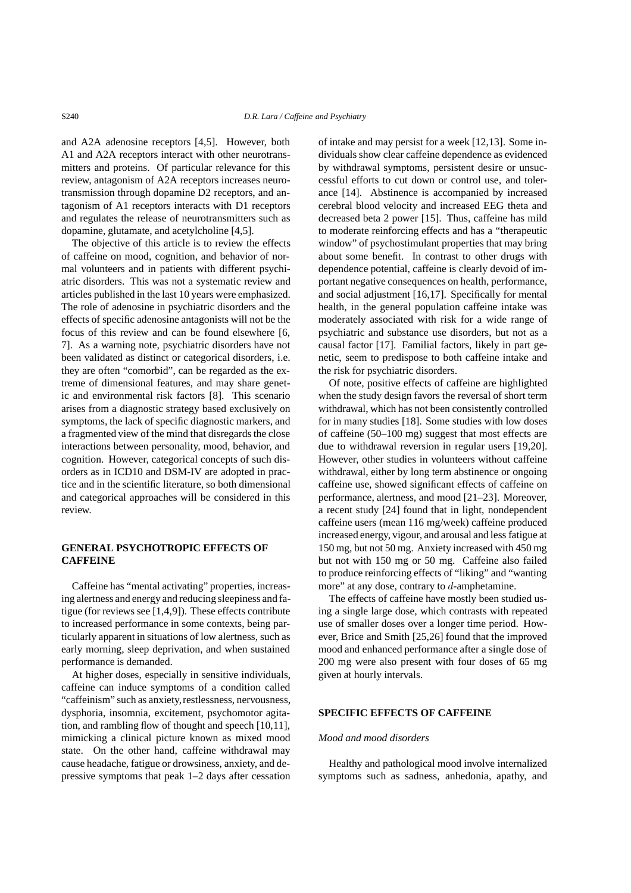and A2A adenosine receptors [4,5]. However, both A1 and A2A receptors interact with other neurotransmitters and proteins. Of particular relevance for this review, antagonism of A2A receptors increases neurotransmission through dopamine D2 receptors, and antagonism of A1 receptors interacts with D1 receptors and regulates the release of neurotransmitters such as dopamine, glutamate, and acetylcholine [4,5].

The objective of this article is to review the effects of caffeine on mood, cognition, and behavior of normal volunteers and in patients with different psychiatric disorders. This was not a systematic review and articles published in the last 10 years were emphasized. The role of adenosine in psychiatric disorders and the effects of specific adenosine antagonists will not be the focus of this review and can be found elsewhere [6, 7]. As a warning note, psychiatric disorders have not been validated as distinct or categorical disorders, i.e. they are often "comorbid", can be regarded as the extreme of dimensional features, and may share genetic and environmental risk factors [8]. This scenario arises from a diagnostic strategy based exclusively on symptoms, the lack of specific diagnostic markers, and a fragmented view of the mind that disregards the close interactions between personality, mood, behavior, and cognition. However, categorical concepts of such disorders as in ICD10 and DSM-IV are adopted in practice and in the scientific literature, so both dimensional and categorical approaches will be considered in this review.

## GENERAL PSYCHOTROPIC EFFECTS OF CAFFEINE

Caffeine has "mental activating" properties, increasing alertness and energy and reducing sleepiness and fatigue (for reviews see [1,4,9]). These effects contribute to increased performance in some contexts, being particularly apparent in situations of low alertness, such as early morning, sleep deprivation, and when sustained performance is demanded.

At higher doses, especially in sensitive individuals, caffeine can induce symptoms of a condition called "caffeinism" such as anxiety, restlessness, nervousness, dysphoria, insomnia, excitement, psychomotor agitation, and rambling flow of thought and speech [10,11], mimicking a clinical picture known as mixed mood state. On the other hand, caffeine withdrawal may cause headache, fatigue or drowsiness, anxiety, and depressive symptoms that peak 1–2 days after cessation of intake and may persist for a week [12,13]. Some individuals show clear caffeine dependence as evidenced by withdrawal symptoms, persistent desire or unsuccessful efforts to cut down or control use, and tolerance [14]. Abstinence is accompanied by increased cerebral blood velocity and increased EEG theta and decreased beta 2 power [15]. Thus, caffeine has mild to moderate reinforcing effects and has a "therapeutic window" of psychostimulant properties that may bring about some benefit. In contrast to other drugs with dependence potential, caffeine is clearly devoid of important negative consequences on health, performance, and social adjustment [16,17]. Specifically for mental health, in the general population caffeine intake was moderately associated with risk for a wide range of psychiatric and substance use disorders, but not as a causal factor [17]. Familial factors, likely in part genetic, seem to predispose to both caffeine intake and the risk for psychiatric disorders.

Of note, positive effects of caffeine are highlighted when the study design favors the reversal of short term withdrawal, which has not been consistently controlled for in many studies [18]. Some studies with low doses of caffeine (50–100 mg) suggest that most effects are due to withdrawal reversion in regular users [19,20]. However, other studies in volunteers without caffeine withdrawal, either by long term abstinence or ongoing caffeine use, showed significant effects of caffeine on performance, alertness, and mood [21–23]. Moreover, a recent study [24] found that in light, nondependent caffeine users (mean 116 mg/week) caffeine produced increased energy, vigour, and arousal and less fatigue at 150 mg, but not 50 mg. Anxiety increased with 450 mg but not with 150 mg or 50 mg. Caffeine also failed to produce reinforcing effects of "liking" and "wanting more" at any dose, contrary to $d$-amphetamine.

The effects of caffeine have mostly been studied using a single large dose, which contrasts with repeated use of smaller doses over a longer time period. However, Brice and Smith [25,26] found that the improved mood and enhanced performance after a single dose of 200 mg were also present with four doses of 65 mg given at hourly intervals.

## SPECIFIC EFFECTS OF CAFFEINE

### *Mood and mood disorders*

Healthy and pathological mood involve internalized symptoms such as sadness, anhedonia, apathy, and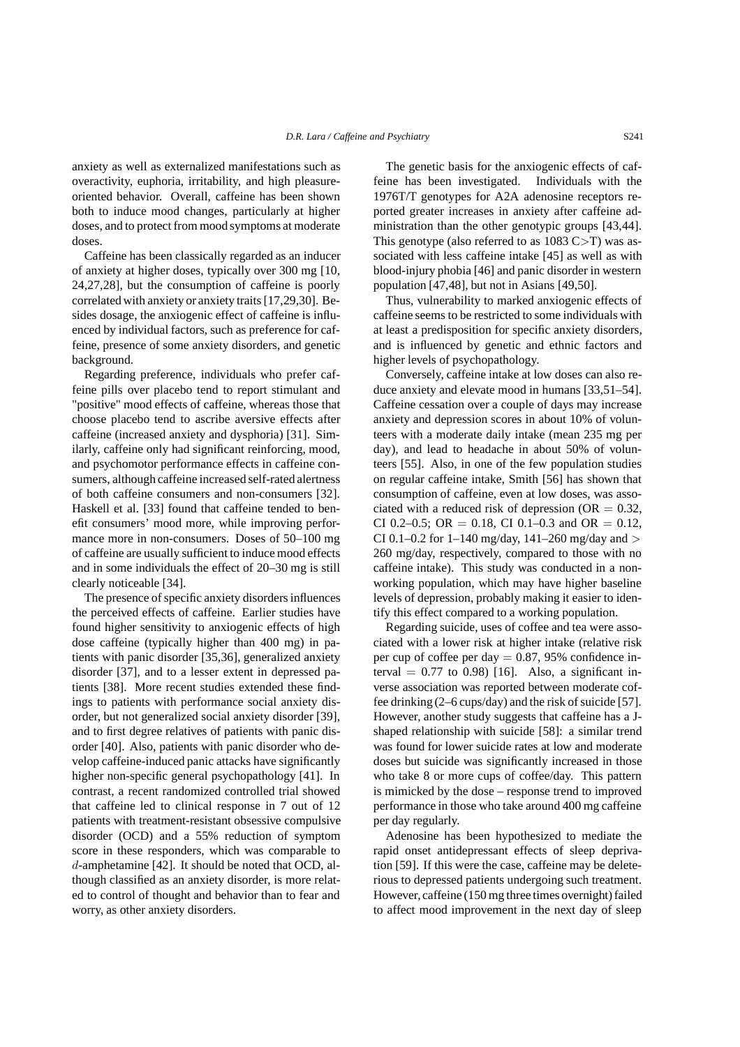anxiety as well as externalized manifestations such as overactivity, euphoria, irritability, and high pleasure-oriented behavior. Overall, caffeine has been shown both to induce mood changes, particularly at higher doses, and to protect from mood symptoms at moderate doses.

Caffeine has been classically regarded as an inducer of anxiety at higher doses, typically over 300 mg [10, 24,27,28], but the consumption of caffeine is poorly correlated with anxiety or anxiety traits [17,29,30]. Besides dosage, the anxiogenic effect of caffeine is influenced by individual factors, such as preference for caffeine, presence of some anxiety disorders, and genetic background.

Regarding preference, individuals who prefer caffeine pills over placebo tend to report stimulant and "positive" mood effects of caffeine, whereas those that choose placebo tend to ascribe aversive effects after caffeine (increased anxiety and dysphoria) [31]. Similarly, caffeine only had significant reinforcing, mood, and psychomotor performance effects in caffeine consumers, although caffeine increased self-rated alertness of both caffeine consumers and non-consumers [32]. Haskell et al. [33] found that caffeine tended to benefit consumers' mood more, while improving performance more in non-consumers. Doses of 50–100 mg of caffeine are usually sufficient to induce mood effects and in some individuals the effect of 20–30 mg is still clearly noticeable [34].

The presence of specific anxiety disorders influences the perceived effects of caffeine. Earlier studies have found higher sensitivity to anxiogenic effects of high dose caffeine (typically higher than 400 mg) in patients with panic disorder [35,36], generalized anxiety disorder [37], and to a lesser extent in depressed patients [38]. More recent studies extended these findings to patients with performance social anxiety disorder, but not generalized social anxiety disorder [39], and to first degree relatives of patients with panic disorder [40]. Also, patients with panic disorder who develop caffeine-induced panic attacks have significantly higher non-specific general psychopathology [41]. In contrast, a recent randomized controlled trial showed that caffeine led to clinical response in 7 out of 12 patients with treatment-resistant obsessive compulsive disorder (OCD) and a 55% reduction of symptom score in these responders, which was comparable to $d$-amphetamine [42]. It should be noted that OCD, although classified as an anxiety disorder, is more related to control of thought and behavior than to fear and worry, as other anxiety disorders.

The genetic basis for the anxiogenic effects of caffeine has been investigated. Individuals with the 1976T/T genotypes for A2A adenosine receptors reported greater increases in anxiety after caffeine administration than the other genotypic groups [43,44]. This genotype (also referred to as 1083 C>T) was associated with less caffeine intake [45] as well as with blood-injury phobia [46] and panic disorder in western population [47,48], but not in Asians [49,50].

Thus, vulnerability to marked anxiogenic effects of caffeine seems to be restricted to some individuals with at least a predisposition for specific anxiety disorders, and is influenced by genetic and ethnic factors and higher levels of psychopathology.

Conversely, caffeine intake at low doses can also reduce anxiety and elevate mood in humans [33,51–54]. Caffeine cessation over a couple of days may increase anxiety and depression scores in about 10% of volunteers with a moderate daily intake (mean 235 mg per day), and lead to headache in about 50% of volunteers [55]. Also, in one of the few population studies on regular caffeine intake, Smith [56] has shown that consumption of caffeine, even at low doses, was associated with a reduced risk of depression (OR = 0.32, CI 0.2–0.5; OR = 0.18, CI 0.1–0.3 and OR = 0.12, CI 0.1–0.2 for 1–140 mg/day, 141–260 mg/day and > 260 mg/day, respectively, compared to those with no caffeine intake). This study was conducted in a non-working population, which may have higher baseline levels of depression, probably making it easier to identify this effect compared to a working population.

Regarding suicide, uses of coffee and tea were associated with a lower risk at higher intake (relative risk per cup of coffee per day = 0.87, 95% confidence interval = 0.77 to 0.98) [16]. Also, a significant inverse association was reported between moderate coffee drinking (2–6 cups/day) and the risk of suicide [57]. However, another study suggests that caffeine has a J-shaped relationship with suicide [58]: a similar trend was found for lower suicide rates at low and moderate doses but suicide was significantly increased in those who take 8 or more cups of coffee/day. This pattern is mimicked by the dose – response trend to improved performance in those who take around 400 mg caffeine per day regularly.

Adenosine has been hypothesized to mediate the rapid onset antidepressant effects of sleep deprivation [59]. If this were the case, caffeine may be deleterious to depressed patients undergoing such treatment. However, caffeine (150 mg three times overnight) failed to affect mood improvement in the next day of sleep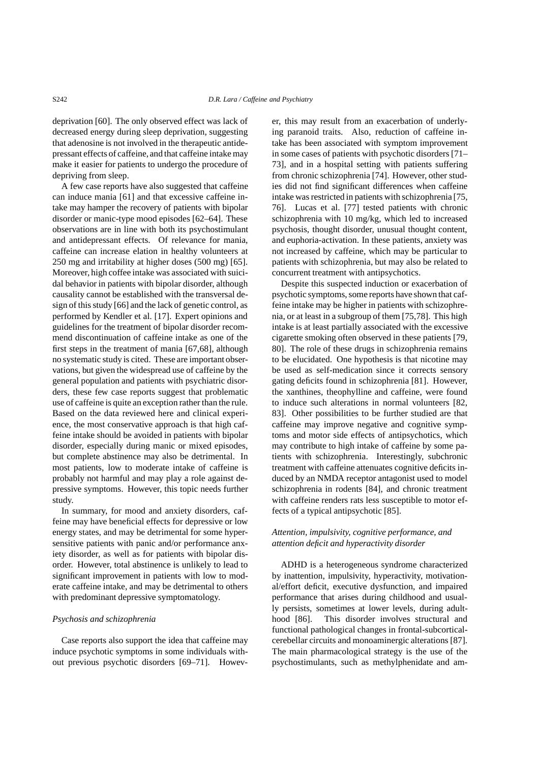deprivation [60]. The only observed effect was lack of decreased energy during sleep deprivation, suggesting that adenosine is not involved in the therapeutic antidepressant effects of caffeine, and that caffeine intake may make it easier for patients to undergo the procedure of depriving from sleep.

A few case reports have also suggested that caffeine can induce mania [61] and that excessive caffeine intake may hamper the recovery of patients with bipolar disorder or manic-type mood episodes [62–64]. These observations are in line with both its psychostimulant and antidepressant effects. Of relevance for mania, caffeine can increase elation in healthy volunteers at 250 mg and irritability at higher doses (500 mg) [65]. Moreover, high coffee intake was associated with suicidal behavior in patients with bipolar disorder, although causality cannot be established with the transversal design of this study [66] and the lack of genetic control, as performed by Kendler et al. [17]. Expert opinions and guidelines for the treatment of bipolar disorder recommend discontinuation of caffeine intake as one of the first steps in the treatment of mania [67,68], although no systematic study is cited. These are important observations, but given the widespread use of caffeine by the general population and patients with psychiatric disorders, these few case reports suggest that problematic use of caffeine is quite an exception rather than the rule. Based on the data reviewed here and clinical experience, the most conservative approach is that high caffeine intake should be avoided in patients with bipolar disorder, especially during manic or mixed episodes, but complete abstinence may also be detrimental. In most patients, low to moderate intake of caffeine is probably not harmful and may play a role against depressive symptoms. However, this topic needs further study.

In summary, for mood and anxiety disorders, caffeine may have beneficial effects for depressive or low energy states, and may be detrimental for some hypersensitive patients with panic and/or performance anxiety disorder, as well as for patients with bipolar disorder. However, total abstinence is unlikely to lead to significant improvement in patients with low to moderate caffeine intake, and may be detrimental to others with predominant depressive symptomatology.

### *Psychosis and schizophrenia*

Case reports also support the idea that caffeine may induce psychotic symptoms in some individuals without previous psychotic disorders [69–71]. However, this may result from an exacerbation of underlying paranoid traits. Also, reduction of caffeine intake has been associated with symptom improvement in some cases of patients with psychotic disorders [71–73], and in a hospital setting with patients suffering from chronic schizophrenia [74]. However, other studies did not find significant differences when caffeine intake was restricted in patients with schizophrenia [75, 76]. Lucas et al. [77] tested patients with chronic schizophrenia with 10 mg/kg, which led to increased psychosis, thought disorder, unusual thought content, and euphoria-activation. In these patients, anxiety was not increased by caffeine, which may be particular to patients with schizophrenia, but may also be related to concurrent treatment with antipsychotics.

Despite this suspected induction or exacerbation of psychotic symptoms, some reports have shown that caffeine intake may be higher in patients with schizophrenia, or at least in a subgroup of them [75,78]. This high intake is at least partially associated with the excessive cigarette smoking often observed in these patients [79, 80]. The role of these drugs in schizophrenia remains to be elucidated. One hypothesis is that nicotine may be used as self-medication since it corrects sensory gating deficits found in schizophrenia [81]. However, the xanthines, theophylline and caffeine, were found to induce such alterations in normal volunteers [82, 83]. Other possibilities to be further studied are that caffeine may improve negative and cognitive symptoms and motor side effects of antipsychotics, which may contribute to high intake of caffeine by some patients with schizophrenia. Interestingly, subchronic treatment with caffeine attenuates cognitive deficits induced by an NMDA receptor antagonist used to model schizophrenia in rodents [84], and chronic treatment with caffeine renders rats less susceptible to motor effects of a typical antipsychotic [85].

### *Attention, impulsivity, cognitive performance, and attention deficit and hyperactivity disorder*

ADHD is a heterogeneous syndrome characterized by inattention, impulsivity, hyperactivity, motivational/effort deficit, executive dysfunction, and impaired performance that arises during childhood and usually persists, sometimes at lower levels, during adulthood [86]. This disorder involves structural and functional pathological changes in frontal-subcortical-cerebellar circuits and monoaminergic alterations [87]. The main pharmacological strategy is the use of the psychostimulants, such as methylphenidate and am-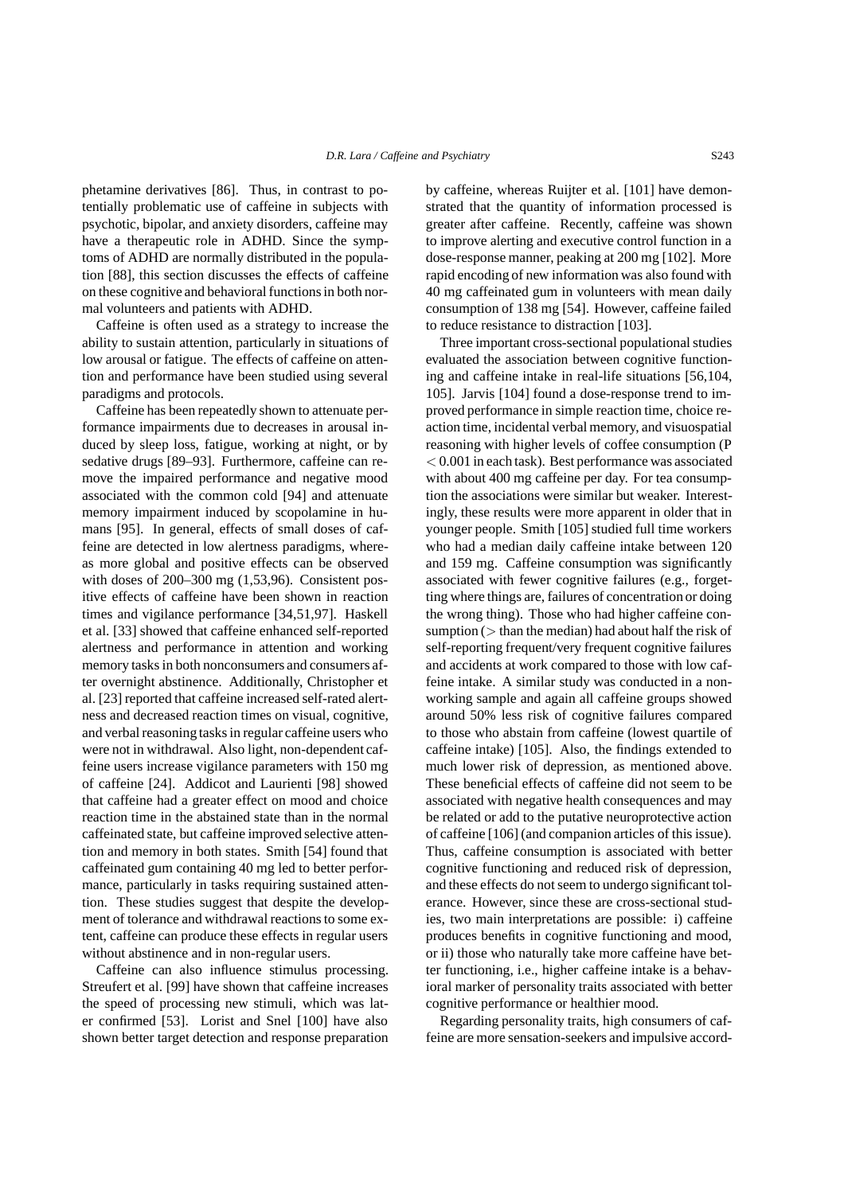phetamine derivatives [86]. Thus, in contrast to potentially problematic use of caffeine in subjects with psychotic, bipolar, and anxiety disorders, caffeine may have a therapeutic role in ADHD. Since the symptoms of ADHD are normally distributed in the population [88], this section discusses the effects of caffeine on these cognitive and behavioral functions in both normal volunteers and patients with ADHD.

Caffeine is often used as a strategy to increase the ability to sustain attention, particularly in situations of low arousal or fatigue. The effects of caffeine on attention and performance have been studied using several paradigms and protocols.

Caffeine has been repeatedly shown to attenuate performance impairments due to decreases in arousal induced by sleep loss, fatigue, working at night, or by sedative drugs [89–93]. Furthermore, caffeine can remove the impaired performance and negative mood associated with the common cold [94] and attenuate memory impairment induced by scopolamine in humans [95]. In general, effects of small doses of caffeine are detected in low alertness paradigms, whereas more global and positive effects can be observed with doses of 200–300 mg (1,53,96). Consistent positive effects of caffeine have been shown in reaction times and vigilance performance [34,51,97]. Haskell et al. [33] showed that caffeine enhanced self-reported alertness and performance in attention and working memory tasks in both nonconsumers and consumers after overnight abstinence. Additionally, Christopher et al. [23] reported that caffeine increased self-rated alertness and decreased reaction times on visual, cognitive, and verbal reasoning tasks in regular caffeine users who were not in withdrawal. Also light, non-dependent caffeine users increase vigilance parameters with 150 mg of caffeine [24]. Addicot and Laurienti [98] showed that caffeine had a greater effect on mood and choice reaction time in the abstained state than in the normal caffeinated state, but caffeine improved selective attention and memory in both states. Smith [54] found that caffeinated gum containing 40 mg led to better performance, particularly in tasks requiring sustained attention. These studies suggest that despite the development of tolerance and withdrawal reactions to some extent, caffeine can produce these effects in regular users without abstinence and in non-regular users.

Caffeine can also influence stimulus processing. Streufert et al. [99] have shown that caffeine increases the speed of processing new stimuli, which was later confirmed [53]. Lorist and Snel [100] have also shown better target detection and response preparation by caffeine, whereas Ruijter et al. [101] have demonstrated that the quantity of information processed is greater after caffeine. Recently, caffeine was shown to improve alerting and executive control function in a dose-response manner, peaking at 200 mg [102]. More rapid encoding of new information was also found with 40 mg caffeinated gum in volunteers with mean daily consumption of 138 mg [54]. However, caffeine failed to reduce resistance to distraction [103].

Three important cross-sectional populational studies evaluated the association between cognitive functioning and caffeine intake in real-life situations [56,104, 105]. Jarvis [104] found a dose-response trend to improved performance in simple reaction time, choice reaction time, incidental verbal memory, and visuospatial reasoning with higher levels of coffee consumption ($P < 0.001$ in each task). Best performance was associated with about 400 mg caffeine per day. For tea consumption the associations were similar but weaker. Interestingly, these results were more apparent in older that in younger people. Smith [105] studied full time workers who had a median daily caffeine intake between 120 and 159 mg. Caffeine consumption was significantly associated with fewer cognitive failures (e.g., forgetting where things are, failures of concentration or doing the wrong thing). Those who had higher caffeine consumption (> than the median) had about half the risk of self-reporting frequent/very frequent cognitive failures and accidents at work compared to those with low caffeine intake. A similar study was conducted in a non-working sample and again all caffeine groups showed around 50% less risk of cognitive failures compared to those who abstain from caffeine (lowest quartile of caffeine intake) [105]. Also, the findings extended to much lower risk of depression, as mentioned above. These beneficial effects of caffeine did not seem to be associated with negative health consequences and may be related or add to the putative neuroprotective action of caffeine [106] (and companion articles of this issue). Thus, caffeine consumption is associated with better cognitive functioning and reduced risk of depression, and these effects do not seem to undergo significant tolerance. However, since these are cross-sectional studies, two main interpretations are possible: i) caffeine produces benefits in cognitive functioning and mood, or ii) those who naturally take more caffeine have better functioning, i.e., higher caffeine intake is a behavioral marker of personality traits associated with better cognitive performance or healthier mood.

Regarding personality traits, high consumers of caffeine are more sensation-seekers and impulsive accord-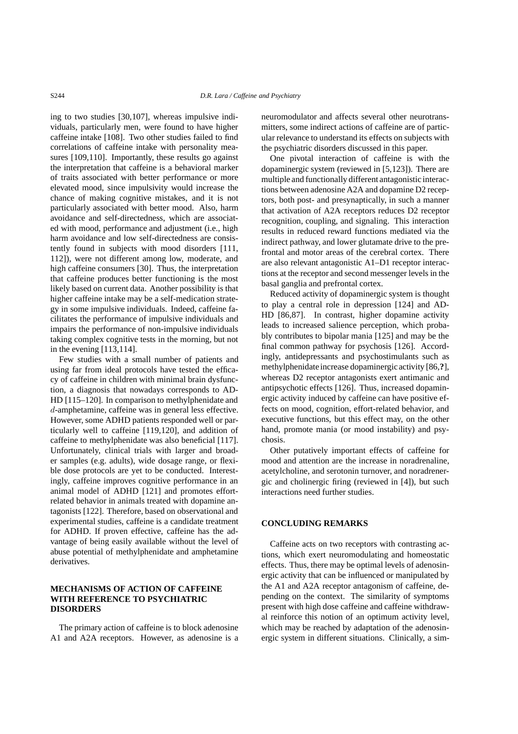ing to two studies [30,107], whereas impulsive individuals, particularly men, were found to have higher caffeine intake [108]. Two other studies failed to find correlations of caffeine intake with personality measures [109,110]. Importantly, these results go against the interpretation that caffeine is a behavioral marker of traits associated with better performance or more elevated mood, since impulsivity would increase the chance of making cognitive mistakes, and it is not particularly associated with better mood. Also, harm avoidance and self-directedness, which are associated with mood, performance and adjustment (i.e., high harm avoidance and low self-directedness are consistently found in subjects with mood disorders [111, 112]), were not different among low, moderate, and high caffeine consumers [30]. Thus, the interpretation that caffeine produces better functioning is the most likely based on current data. Another possibility is that higher caffeine intake may be a self-medication strategy in some impulsive individuals. Indeed, caffeine facilitates the performance of impulsive individuals and impairs the performance of non-impulsive individuals taking complex cognitive tests in the morning, but not in the evening [113,114].

Few studies with a small number of patients and using far from ideal protocols have tested the efficacy of caffeine in children with minimal brain dysfunction, a diagnosis that nowadays corresponds to ADHD [115–120]. In comparison to methylphenidate and $d$-amphetamine, caffeine was in general less effective. However, some ADHD patients responded well or particularly well to caffeine [119,120], and addition of caffeine to methylphenidate was also beneficial [117]. Unfortunately, clinical trials with larger and broader samples (e.g. adults), wide dosage range, or flexible dose protocols are yet to be conducted. Interestingly, caffeine improves cognitive performance in an animal model of ADHD [121] and promotes effort-related behavior in animals treated with dopamine antagonists [122]. Therefore, based on observational and experimental studies, caffeine is a candidate treatment for ADHD. If proven effective, caffeine has the advantage of being easily available without the level of abuse potential of methylphenidate and amphetamine derivatives.

## MECHANISMS OF ACTION OF CAFFEINE WITH REFERENCE TO PSYCHIATRIC DISORDERS

The primary action of caffeine is to block adenosine A1 and A2A receptors. However, as adenosine is a neuromodulator and affects several other neurotransmitters, some indirect actions of caffeine are of particular relevance to understand its effects on subjects with the psychiatric disorders discussed in this paper.

One pivotal interaction of caffeine is with the dopaminergic system (reviewed in [5,123]). There are multiple and functionally different antagonistic interactions between adenosine A2A and dopamine D2 receptors, both post- and presynaptically, in such a manner that activation of A2A receptors reduces D2 receptor recognition, coupling, and signaling. This interaction results in reduced reward functions mediated via the indirect pathway, and lower glutamate drive to the prefrontal and motor areas of the cerebral cortex. There are also relevant antagonistic A1–D1 receptor interactions at the receptor and second messenger levels in the basal ganglia and prefrontal cortex.

Reduced activity of dopaminergic system is thought to play a central role in depression [124] and ADHD [86,87]. In contrast, higher dopamine activity leads to increased salience perception, which probably contributes to bipolar mania [125] and may be the final common pathway for psychosis [126]. Accordingly, antidepressants and psychostimulants such as methylphenidate increase dopaminergic activity [86,**?**], whereas D2 receptor antagonists exert antimanic and antipsychotic effects [126]. Thus, increased dopaminergic activity induced by caffeine can have positive effects on mood, cognition, effort-related behavior, and executive functions, but this effect may, on the other hand, promote mania (or mood instability) and psychosis.

Other putatively important effects of caffeine for mood and attention are the increase in noradrenaline, acetylcholine, and serotonin turnover, and noradrenergic and cholinergic firing (reviewed in [4]), but such interactions need further studies.

## CONCLUDING REMARKS

Caffeine acts on two receptors with contrasting actions, which exert neuromodulating and homeostatic effects. Thus, there may be optimal levels of adenosinergic activity that can be influenced or manipulated by the A1 and A2A receptor antagonism of caffeine, depending on the context. The similarity of symptoms present with high dose caffeine and caffeine withdrawal reinforce this notion of an optimum activity level, which may be reached by adaptation of the adenosinergic system in different situations. Clinically, a sim-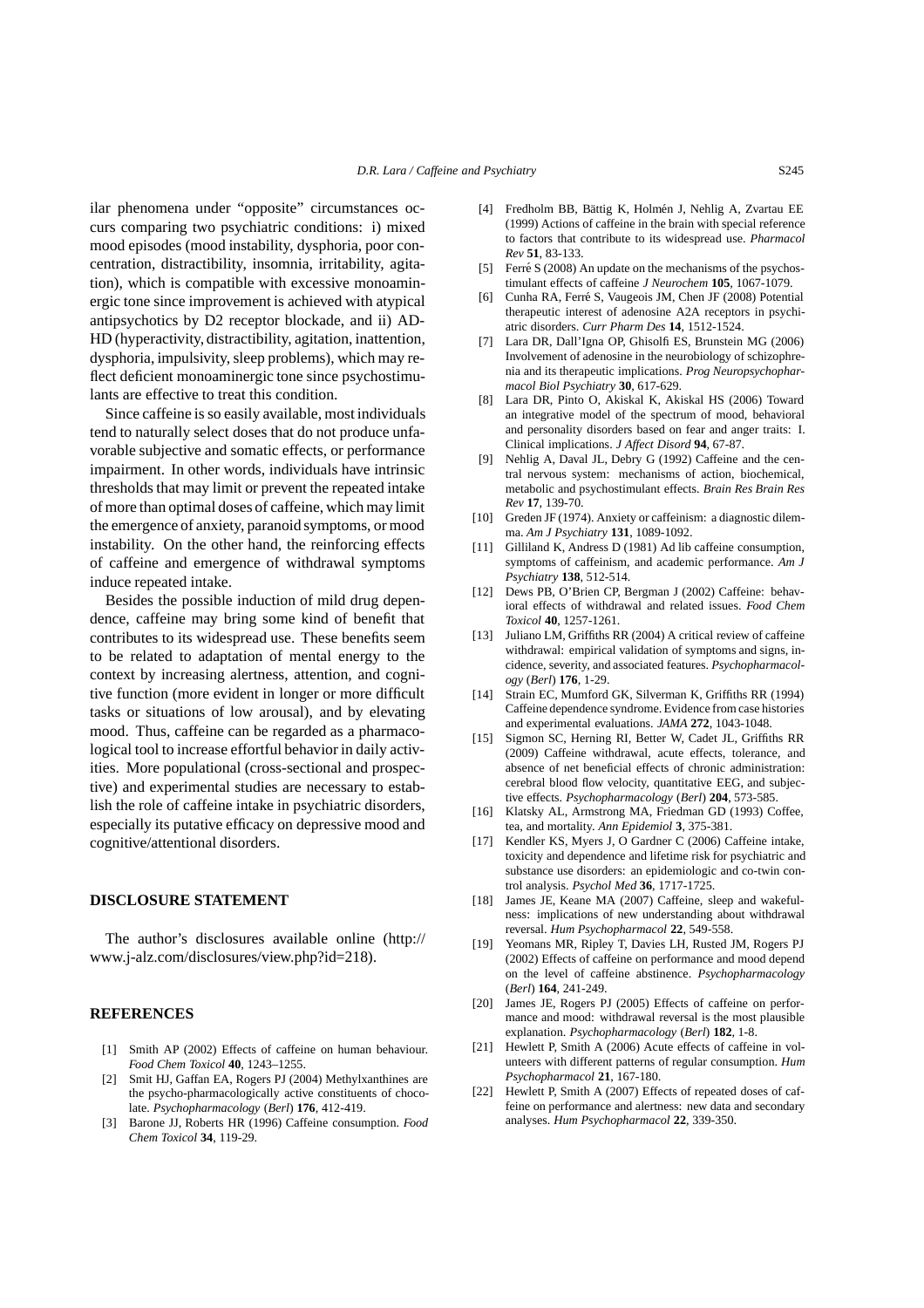ilar phenomena under "opposite" circumstances occurs comparing two psychiatric conditions: i) mixed mood episodes (mood instability, dysphoria, poor concentration, distractibility, insomnia, irritability, agitation), which is compatible with excessive monoaminergic tone since improvement is achieved with atypical antipsychotics by D2 receptor blockade, and ii) ADHD (hyperactivity, distractibility, agitation, inattention, dysphoria, impulsivity, sleep problems), which may reflect deficient monoaminergic tone since psychostimulants are effective to treat this condition.

Since caffeine is so easily available, most individuals tend to naturally select doses that do not produce unfavorable subjective and somatic effects, or performance impairment. In other words, individuals have intrinsic thresholds that may limit or prevent the repeated intake of more than optimal doses of caffeine, which may limit the emergence of anxiety, paranoid symptoms, or mood instability. On the other hand, the reinforcing effects of caffeine and emergence of withdrawal symptoms induce repeated intake.

Besides the possible induction of mild drug dependence, caffeine may bring some kind of benefit that contributes to its widespread use. These benefits seem to be related to adaptation of mental energy to the context by increasing alertness, attention, and cognitive function (more evident in longer or more difficult tasks or situations of low arousal), and by elevating mood. Thus, caffeine can be regarded as a pharmacological tool to increase effortful behavior in daily activities. More populational (cross-sectional and prospective) and experimental studies are necessary to establish the role of caffeine intake in psychiatric disorders, especially its putative efficacy on depressive mood and cognitive/attentional disorders.

## DISCLOSURE STATEMENT

The author's disclosures available online (http://www.j-alz.com/disclosures/view.php?id=218).

## REFERENCES

[1] Smith AP (2002) Effects of caffeine on human behaviour. *Food Chem Toxicol* **40**, 1243–1255.

[2] Smit HJ, Gaffan EA, Rogers PJ (2004) Methylxanthines are the psycho-pharmacologically active constituents of chocolate. *Psychopharmacology* (*Berl*) **176**, 412-419.

[3] Barone JJ, Roberts HR (1996) Caffeine consumption. *Food Chem Toxicol* **34**, 119-29.

[4] Fredholm BB, Bättig K, Holmén J, Nehlig A, Zvartau EE (1999) Actions of caffeine in the brain with special reference to factors that contribute to its widespread use. *Pharmacol Rev* **51**, 83-133.

[5] Ferré S (2008) An update on the mechanisms of the psychostimulant effects of caffeine *J Neurochem* **105**, 1067-1079.

[6] Cunha RA, Ferré S, Vaugeois JM, Chen JF (2008) Potential therapeutic interest of adenosine A2A receptors in psychiatric disorders. *Curr Pharm Des* **14**, 1512-1524.

[7] Lara DR, Dall'Igna OP, Ghisolfi ES, Brunstein MG (2006) Involvement of adenosine in the neurobiology of schizophrenia and its therapeutic implications. *Prog Neuropsychopharmacol Biol Psychiatry* **30**, 617-629.

[8] Lara DR, Pinto O, Akiskal K, Akiskal HS (2006) Toward an integrative model of the spectrum of mood, behavioral and personality disorders based on fear and anger traits: I. Clinical implications. *J Affect Disord* **94**, 67-87.

[9] Nehlig A, Daval JL, Debry G (1992) Caffeine and the central nervous system: mechanisms of action, biochemical, metabolic and psychostimulant effects. *Brain Res Brain Res Rev* **17**, 139-70.

[10] Greden JF (1974). Anxiety or caffeinism: a diagnostic dilemma. *Am J Psychiatry* **131**, 1089-1092.

[11] Gilliland K, Andress D (1981) Ad lib caffeine consumption, symptoms of caffeinism, and academic performance. *Am J Psychiatry* **138**, 512-514.

[12] Dews PB, O'Brien CP, Bergman J (2002) Caffeine: behavioral effects of withdrawal and related issues. *Food Chem Toxicol* **40**, 1257-1261.

[13] Juliano LM, Griffiths RR (2004) A critical review of caffeine withdrawal: empirical validation of symptoms and signs, incidence, severity, and associated features. *Psychopharmacology* (*Berl*) **176**, 1-29.

[14] Strain EC, Mumford GK, Silverman K, Griffiths RR (1994) Caffeine dependence syndrome. Evidence from case histories and experimental evaluations. *JAMA* **272**, 1043-1048.

[15] Sigmon SC, Herning RI, Better W, Cadet JL, Griffiths RR (2009) Caffeine withdrawal, acute effects, tolerance, and absence of net beneficial effects of chronic administration: cerebral blood flow velocity, quantitative EEG, and subjective effects. *Psychopharmacology* (*Berl*) **204**, 573-585.

[16] Klatsky AL, Armstrong MA, Friedman GD (1993) Coffee, tea, and mortality. *Ann Epidemiol* **3**, 375-381.

[17] Kendler KS, Myers J, O Gardner C (2006) Caffeine intake, toxicity and dependence and lifetime risk for psychiatric and substance use disorders: an epidemiologic and co-twin control analysis. *Psychol Med* **36**, 1717-1725.

[18] James JE, Keane MA (2007) Caffeine, sleep and wakefulness: implications of new understanding about withdrawal reversal. *Hum Psychopharmacol* **22**, 549-558.

[19] Yeomans MR, Ripley T, Davies LH, Rusted JM, Rogers PJ (2002) Effects of caffeine on performance and mood depend on the level of caffeine abstinence. *Psychopharmacology* (*Berl*) **164**, 241-249.

[20] James JE, Rogers PJ (2005) Effects of caffeine on performance and mood: withdrawal reversal is the most plausible explanation. *Psychopharmacology* (*Berl*) **182**, 1-8.

[21] Hewlett P, Smith A (2006) Acute effects of caffeine in volunteers with different patterns of regular consumption. *Hum Psychopharmacol* **21**, 167-180.

[22] Hewlett P, Smith A (2007) Effects of repeated doses of caffeine on performance and alertness: new data and secondary analyses. *Hum Psychopharmacol* **22**, 339-350.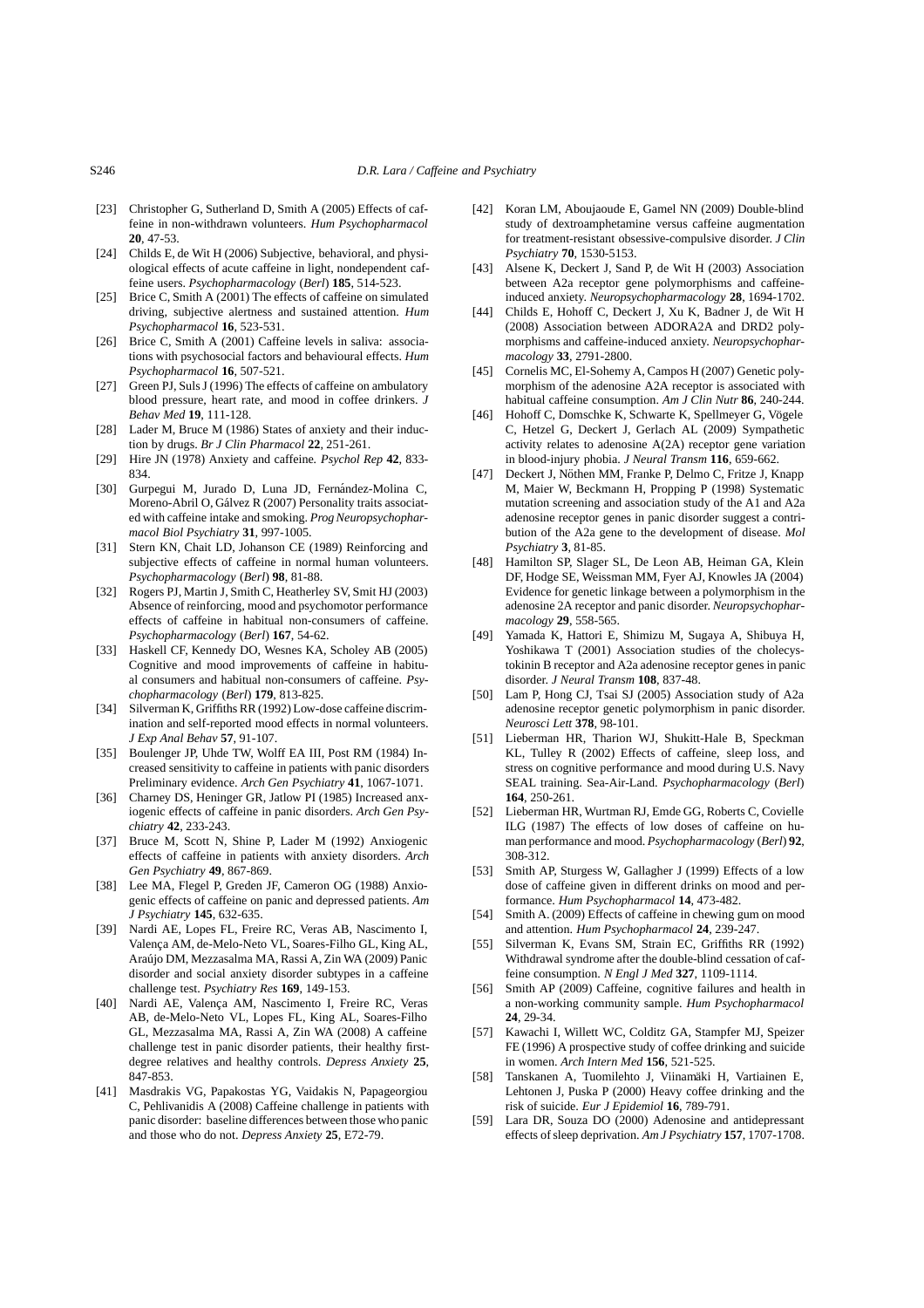[23] Christopher G, Sutherland D, Smith A (2005) Effects of caffeine in non-withdrawn volunteers. *Hum Psychopharmacol* **20**, 47-53.

[24] Childs E, de Wit H (2006) Subjective, behavioral, and physiological effects of acute caffeine in light, nondependent caffeine users. *Psychopharmacology* (*Berl*) **185**, 514-523.

[25] Brice C, Smith A (2001) The effects of caffeine on simulated driving, subjective alertness and sustained attention. *Hum Psychopharmacol* **16**, 523-531.

[26] Brice C, Smith A (2001) Caffeine levels in saliva: associations with psychosocial factors and behavioural effects. *Hum Psychopharmacol* **16**, 507-521.

[27] Green PJ, Suls J (1996) The effects of caffeine on ambulatory blood pressure, heart rate, and mood in coffee drinkers. *J Behav Med* **19**, 111-128.

[28] Lader M, Bruce M (1986) States of anxiety and their induction by drugs. *Br J Clin Pharmacol* **22**, 251-261.

[29] Hire JN (1978) Anxiety and caffeine. *Psychol Rep* **42**, 833-834.

[30] Gurpegui M, Jurado D, Luna JD, Fernández-Molina C, Moreno-Abril O, Gálvez R (2007) Personality traits associated with caffeine intake and smoking. *Prog Neuropsychopharmacol Biol Psychiatry* **31**, 997-1005.

[31] Stern KN, Chait LD, Johanson CE (1989) Reinforcing and subjective effects of caffeine in normal human volunteers. *Psychopharmacology* (*Berl*) **98**, 81-88.

[32] Rogers PJ, Martin J, Smith C, Heatherley SV, Smit HJ (2003) Absence of reinforcing, mood and psychomotor performance effects of caffeine in habitual non-consumers of caffeine. *Psychopharmacology* (*Berl*) **167**, 54-62.

[33] Haskell CF, Kennedy DO, Wesnes KA, Scholey AB (2005) Cognitive and mood improvements of caffeine in habitual consumers and habitual non-consumers of caffeine. *Psychopharmacology* (*Berl*) **179**, 813-825.

[34] Silverman K, Griffiths RR (1992) Low-dose caffeine discrimination and self-reported mood effects in normal volunteers. *J Exp Anal Behav* **57**, 91-107.

[35] Boulenger JP, Uhde TW, Wolff EA III, Post RM (1984) Increased sensitivity to caffeine in patients with panic disorders Preliminary evidence. *Arch Gen Psychiatry* **41**, 1067-1071.

[36] Charney DS, Heninger GR, Jatlow PI (1985) Increased anxiogenic effects of caffeine in panic disorders. *Arch Gen Psychiatry* **42**, 233-243.

[37] Bruce M, Scott N, Shine P, Lader M (1992) Anxiogenic effects of caffeine in patients with anxiety disorders. *Arch Gen Psychiatry* **49**, 867-869.

[38] Lee MA, Flegel P, Greden JF, Cameron OG (1988) Anxiogenic effects of caffeine on panic and depressed patients. *Am J Psychiatry* **145**, 632-635.

[39] Nardi AE, Lopes FL, Freire RC, Veras AB, Nascimento I, Valença AM, de-Melo-Neto VL, Soares-Filho GL, King AL, Araújo DM, Mezzasalma MA, Rassi A, Zin WA (2009) Panic disorder and social anxiety disorder subtypes in a caffeine challenge test. *Psychiatry Res* **169**, 149-153.

[40] Nardi AE, Valença AM, Nascimento I, Freire RC, Veras AB, de-Melo-Neto VL, Lopes FL, King AL, Soares-Filho GL, Mezzasalma MA, Rassi A, Zin WA (2008) A caffeine challenge test in panic disorder patients, their healthy first-degree relatives and healthy controls. *Depress Anxiety* **25**, 847-853.

[41] Masdrakis VG, Papakostas YG, Vaidakis N, Papageorgiou C, Pehlivanidis A (2008) Caffeine challenge in patients with panic disorder: baseline differences between those who panic and those who do not. *Depress Anxiety* **25**, E72-79.

[42] Koran LM, Aboujaoude E, Gamel NN (2009) Double-blind study of dextroamphetamine versus caffeine augmentation for treatment-resistant obsessive-compulsive disorder. *J Clin Psychiatry* **70**, 1530-5153.

[43] Alsene K, Deckert J, Sand P, de Wit H (2003) Association between A2a receptor gene polymorphisms and caffeine-induced anxiety. *Neuropsychopharmacology* **28**, 1694-1702.

[44] Childs E, Hohoff C, Deckert J, Xu K, Badner J, de Wit H (2008) Association between ADORA2A and DRD2 polymorphisms and caffeine-induced anxiety. *Neuropsychopharmacology* **33**, 2791-2800.

[45] Cornelis MC, El-Sohemy A, Campos H (2007) Genetic polymorphism of the adenosine A2A receptor is associated with habitual caffeine consumption. *Am J Clin Nutr* **86**, 240-244.

[46] Hohoff C, Domschke K, Schwarte K, Spellmeyer G, Vögele C, Hetzel G, Deckert J, Gerlach AL (2009) Sympathetic activity relates to adenosine A(2A) receptor gene variation in blood-injury phobia. *J Neural Transm* **116**, 659-662.

[47] Deckert J, Nöthen MM, Franke P, Delmo C, Fritze J, Knapp M, Maier W, Beckmann H, Propping P (1998) Systematic mutation screening and association study of the A1 and A2a adenosine receptor genes in panic disorder suggest a contribution of the A2a gene to the development of disease. *Mol Psychiatry* **3**, 81-85.

[48] Hamilton SP, Slager SL, De Leon AB, Heiman GA, Klein DF, Hodge SE, Weissman MM, Fyer AJ, Knowles JA (2004) Evidence for genetic linkage between a polymorphism in the adenosine 2A receptor and panic disorder. *Neuropsychopharmacology* **29**, 558-565.

[49] Yamada K, Hattori E, Shimizu M, Sugaya A, Shibuya H, Yoshikawa T (2001) Association studies of the cholecystokinin B receptor and A2a adenosine receptor genes in panic disorder. *J Neural Transm* **108**, 837-48.

[50] Lam P, Hong CJ, Tsai SJ (2005) Association study of A2a adenosine receptor genetic polymorphism in panic disorder. *Neurosci Lett* **378**, 98-101.

[51] Lieberman HR, Tharion WJ, Shukitt-Hale B, Speckman KL, Tulley R (2002) Effects of caffeine, sleep loss, and stress on cognitive performance and mood during U.S. Navy SEAL training. Sea-Air-Land. *Psychopharmacology* (*Berl*) **164**, 250-261.

[52] Lieberman HR, Wurtman RJ, Emde GG, Roberts C, Covielle ILG (1987) The effects of low doses of caffeine on human performance and mood. *Psychopharmacology* (*Berl*) **92**, 308-312.

[53] Smith AP, Sturgess W, Gallagher J (1999) Effects of a low dose of caffeine given in different drinks on mood and performance. *Hum Psychopharmacol* **14**, 473-482.

[54] Smith A. (2009) Effects of caffeine in chewing gum on mood and attention. *Hum Psychopharmacol* **24**, 239-247.

[55] Silverman K, Evans SM, Strain EC, Griffiths RR (1992) Withdrawal syndrome after the double-blind cessation of caffeine consumption. *N Engl J Med* **327**, 1109-1114.

[56] Smith AP (2009) Caffeine, cognitive failures and health in a non-working community sample. *Hum Psychopharmacol* **24**, 29-34.

[57] Kawachi I, Willett WC, Colditz GA, Stampfer MJ, Speizer FE (1996) A prospective study of coffee drinking and suicide in women. *Arch Intern Med* **156**, 521-525.

[58] Tanskanen A, Tuomilehto J, Viinamäki H, Vartiainen E, Lehtonen J, Puska P (2000) Heavy coffee drinking and the risk of suicide. *Eur J Epidemiol* **16**, 789-791.

[59] Lara DR, Souza DO (2000) Adenosine and antidepressant effects of sleep deprivation. *Am J Psychiatry* **157**, 1707-1708.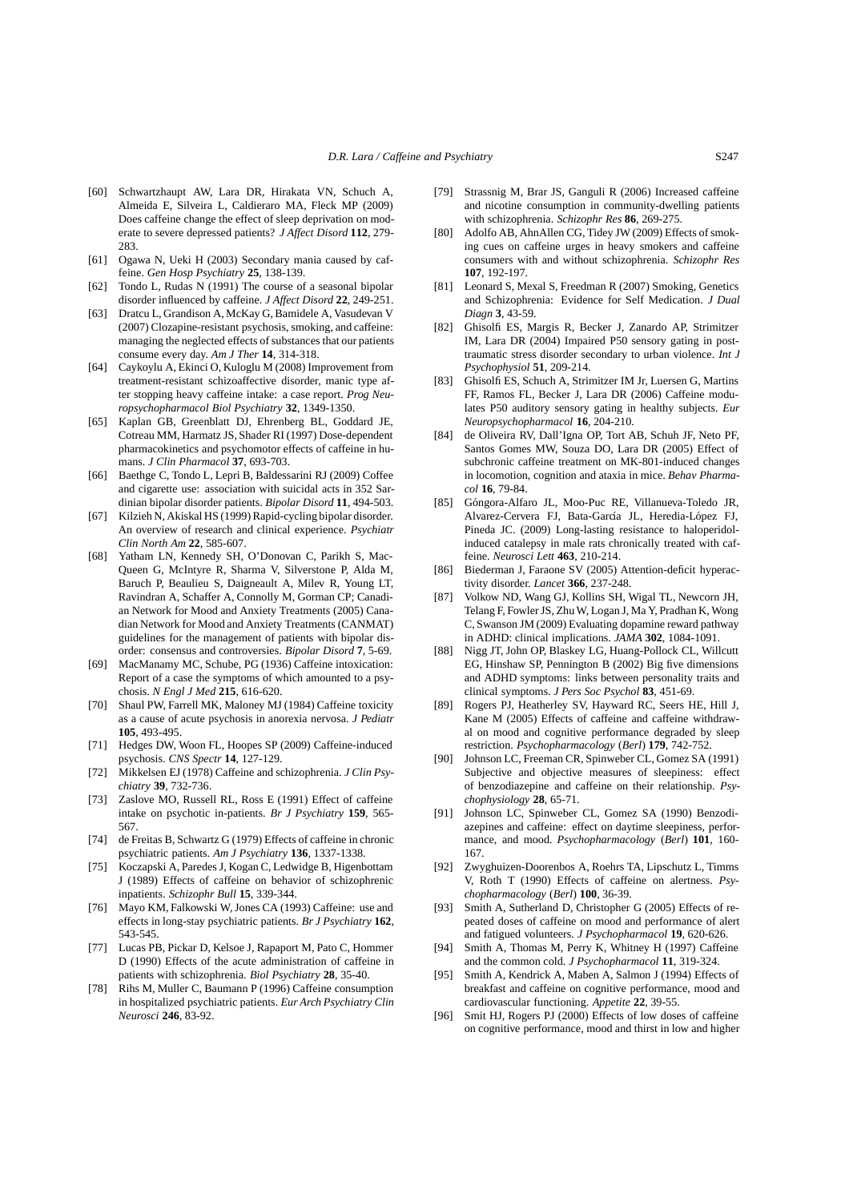[60] Schwartzhaupt AW, Lara DR, Hirakata VN, Schuch A, Almeida E, Silveira L, Caldieraro MA, Fleck MP (2009) Does caffeine change the effect of sleep deprivation on moderate to severe depressed patients? *J Affect Disord* **112**, 279-283.

[61] Ogawa N, Ueki H (2003) Secondary mania caused by caffeine. *Gen Hosp Psychiatry* **25**, 138-139.

[62] Tondo L, Rudas N (1991) The course of a seasonal bipolar disorder influenced by caffeine. *J Affect Disord* **22**, 249-251.

[63] Dratcu L, Grandison A, McKay G, Bamidele A, Vasudevan V (2007) Clozapine-resistant psychosis, smoking, and caffeine: managing the neglected effects of substances that our patients consume every day. *Am J Ther* **14**, 314-318.

[64] Caykoylu A, Ekinci O, Kuloglu M (2008) Improvement from treatment-resistant schizoaffective disorder, manic type after stopping heavy caffeine intake: a case report. *Prog Neuropsychopharmacol Biol Psychiatry* **32**, 1349-1350.

[65] Kaplan GB, Greenblatt DJ, Ehrenberg BL, Goddard JE, Cotreau MM, Harmatz JS, Shader RI (1997) Dose-dependent pharmacokinetics and psychomotor effects of caffeine in humans. *J Clin Pharmacol* **37**, 693-703.

[66] Baethge C, Tondo L, Lepri B, Baldessarini RJ (2009) Coffee and cigarette use: association with suicidal acts in 352 Sardinian bipolar disorder patients. *Bipolar Disord* **11**, 494-503.

[67] Kilzieh N, Akiskal HS (1999) Rapid-cycling bipolar disorder. An overview of research and clinical experience. *Psychiatr Clin North Am* **22**, 585-607.

[68] Yatham LN, Kennedy SH, O'Donovan C, Parikh S, MacQueen G, McIntyre R, Sharma V, Silverstone P, Alda M, Baruch P, Beaulieu S, Daigneault A, Milev R, Young LT, Ravindran A, Schaffer A, Connolly M, Gorman CP; Canadian Network for Mood and Anxiety Treatments (2005) Canadian Network for Mood and Anxiety Treatments (CANMAT) guidelines for the management of patients with bipolar disorder: consensus and controversies. *Bipolar Disord* **7**, 5-69.

[69] MacManamy MC, Schube, PG (1936) Caffeine intoxication: Report of a case the symptoms of which amounted to a psychosis. *N Engl J Med* **215**, 616-620.

[70] Shaul PW, Farrell MK, Maloney MJ (1984) Caffeine toxicity as a cause of acute psychosis in anorexia nervosa. *J Pediatr* **105**, 493-495.

[71] Hedges DW, Woon FL, Hoopes SP (2009) Caffeine-induced psychosis. *CNS Spectr* **14**, 127-129.

[72] Mikkelsen EJ (1978) Caffeine and schizophrenia. *J Clin Psychiatry* **39**, 732-736.

[73] Zaslove MO, Russell RL, Ross E (1991) Effect of caffeine intake on psychotic in-patients. *Br J Psychiatry* **159**, 565-567.

[74] de Freitas B, Schwartz G (1979) Effects of caffeine in chronic psychiatric patients. *Am J Psychiatry* **136**, 1337-1338.

[75] Koczapski A, Paredes J, Kogan C, Ledwidge B, Higenbottam J (1989) Effects of caffeine on behavior of schizophrenic inpatients. *Schizophr Bull* **15**, 339-344.

[76] Mayo KM, Falkowski W, Jones CA (1993) Caffeine: use and effects in long-stay psychiatric patients. *Br J Psychiatry* **162**, 543-545.

[77] Lucas PB, Pickar D, Kelsoe J, Rapaport M, Pato C, Hommer D (1990) Effects of the acute administration of caffeine in patients with schizophrenia. *Biol Psychiatry* **28**, 35-40.

[78] Rihs M, Muller C, Baumann P (1996) Caffeine consumption in hospitalized psychiatric patients. *Eur Arch Psychiatry Clin Neurosci* **246**, 83-92.

[79] Strassnig M, Brar JS, Ganguli R (2006) Increased caffeine and nicotine consumption in community-dwelling patients with schizophrenia. *Schizophr Res* **86**, 269-275.

[80] Adolfo AB, AhnAllen CG, Tidey JW (2009) Effects of smoking cues on caffeine urges in heavy smokers and caffeine consumers with and without schizophrenia. *Schizophr Res* **107**, 192-197.

[81] Leonard S, Mexal S, Freedman R (2007) Smoking, Genetics and Schizophrenia: Evidence for Self Medication. *J Dual Diagn* **3**, 43-59.

[82] Ghisolfi ES, Margis R, Becker J, Zanardo AP, Strimitzer IM, Lara DR (2004) Impaired P50 sensory gating in post-traumatic stress disorder secondary to urban violence. *Int J Psychophysiol* **51**, 209-214.

[83] Ghisolfi ES, Schuch A, Strimitzer IM Jr, Luersen G, Martins FF, Ramos FL, Becker J, Lara DR (2006) Caffeine modulates P50 auditory sensory gating in healthy subjects. *Eur Neuropsychopharmacol* **16**, 204-210.

[84] de Oliveira RV, Dall'Igna OP, Tort AB, Schuh JF, Neto PF, Santos Gomes MW, Souza DO, Lara DR (2005) Effect of subchronic caffeine treatment on MK-801-induced changes in locomotion, cognition and ataxia in mice. *Behav Pharmacol* **16**, 79-84.

[85] Góngora-Alfaro JL, Moo-Puc RE, Villanueva-Toledo JR, Alvarez-Cervera FJ, Bata-García JL, Heredia-López FJ, Pineda JC. (2009) Long-lasting resistance to haloperidol-induced catalepsy in male rats chronically treated with caffeine. *Neurosci Lett* **463**, 210-214.

[86] Biederman J, Faraone SV (2005) Attention-deficit hyperactivity disorder. *Lancet* **366**, 237-248.

[87] Volkow ND, Wang GJ, Kollins SH, Wigal TL, Newcorn JH, Telang F, Fowler JS, Zhu W, Logan J, Ma Y, Pradhan K, Wong C, Swanson JM (2009) Evaluating dopamine reward pathway in ADHD: clinical implications. *JAMA* **302**, 1084-1091.

[88] Nigg JT, John OP, Blaskey LG, Huang-Pollock CL, Willcutt EG, Hinshaw SP, Pennington B (2002) Big five dimensions and ADHD symptoms: links between personality traits and clinical symptoms. *J Pers Soc Psychol* **83**, 451-69.

[89] Rogers PJ, Heatherley SV, Hayward RC, Seers HE, Hill J, Kane M (2005) Effects of caffeine and caffeine withdrawal on mood and cognitive performance degraded by sleep restriction. *Psychopharmacology* (*Berl*) **179**, 742-752.

[90] Johnson LC, Freeman CR, Spinweber CL, Gomez SA (1991) Subjective and objective measures of sleepiness: effect of benzodiazepine and caffeine on their relationship. *Psychophysiology* **28**, 65-71.

[91] Johnson LC, Spinweber CL, Gomez SA (1990) Benzodiazepines and caffeine: effect on daytime sleepiness, performance, and mood. *Psychopharmacology* (*Berl*) **101**, 160-167.

[92] Zwyghuizen-Doorenbos A, Roehrs TA, Lipschutz L, Timms V, Roth T (1990) Effects of caffeine on alertness. *Psychopharmacology* (*Berl*) **100**, 36-39.

[93] Smith A, Sutherland D, Christopher G (2005) Effects of repeated doses of caffeine on mood and performance of alert and fatigued volunteers. *J Psychopharmacol* **19**, 620-626.

[94] Smith A, Thomas M, Perry K, Whitney H (1997) Caffeine and the common cold. *J Psychopharmacol* **11**, 319-324.

[95] Smith A, Kendrick A, Maben A, Salmon J (1994) Effects of breakfast and caffeine on cognitive performance, mood and cardiovascular functioning. *Appetite* **22**, 39-55.

[96] Smit HJ, Rogers PJ (2000) Effects of low doses of caffeine on cognitive performance, mood and thirst in low and higher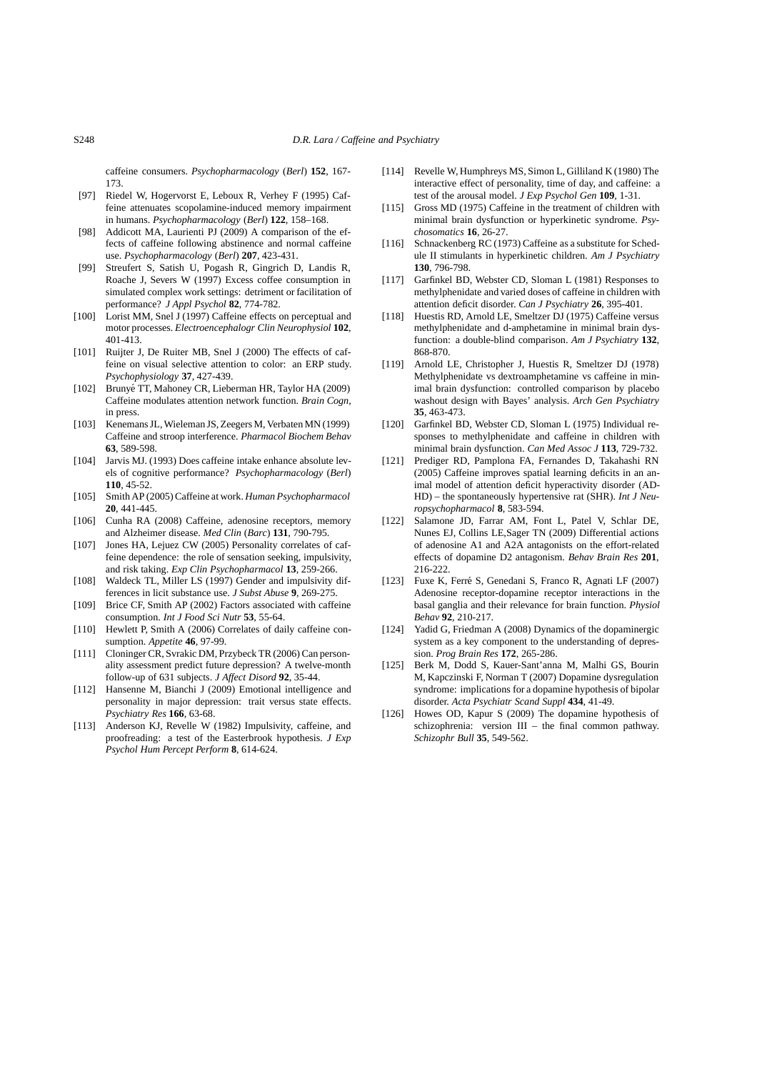caffeine consumers. *Psychopharmacology* (*Berl*) **152**, 167-173.

[97] Riedel W, Hogervorst E, Leboux R, Verhey F (1995) Caffeine attenuates scopolamine-induced memory impairment in humans. *Psychopharmacology* (*Berl*) **122**, 158–168.

[98] Addicott MA, Laurienti PJ (2009) A comparison of the effects of caffeine following abstinence and normal caffeine use. *Psychopharmacology* (*Berl*) **207**, 423-431.

[99] Streufert S, Satish U, Pogash R, Gingrich D, Landis R, Roache J, Severs W (1997) Excess coffee consumption in simulated complex work settings: detriment or facilitation of performance? *J Appl Psychol* **82**, 774-782.

[100] Lorist MM, Snel J (1997) Caffeine effects on perceptual and motor processes. *Electroencephalogr Clin Neurophysiol* **102**, 401-413.

[101] Ruijter J, De Ruiter MB, Snel J (2000) The effects of caffeine on visual selective attention to color: an ERP study. *Psychophysiology* **37**, 427-439.

[102] Brunyé TT, Mahoney CR, Lieberman HR, Taylor HA (2009) Caffeine modulates attention network function. *Brain Cogn*, in press.

[103] Kenemans JL, Wieleman JS, Zeegers M, Verbaten MN (1999) Caffeine and stroop interference. *Pharmacol Biochem Behav* **63**, 589-598.

[104] Jarvis MJ. (1993) Does caffeine intake enhance absolute levels of cognitive performance? *Psychopharmacology* (*Berl*) **110**, 45-52.

[105] Smith AP (2005) Caffeine at work. *Human Psychopharmacol* **20**, 441-445.

[106] Cunha RA (2008) Caffeine, adenosine receptors, memory and Alzheimer disease. *Med Clin* (*Barc*) **131**, 790-795.

[107] Jones HA, Lejuez CW (2005) Personality correlates of caffeine dependence: the role of sensation seeking, impulsivity, and risk taking. *Exp Clin Psychopharmacol* **13**, 259-266.

[108] Waldeck TL, Miller LS (1997) Gender and impulsivity differences in licit substance use. *J Subst Abuse* **9**, 269-275.

[109] Brice CF, Smith AP (2002) Factors associated with caffeine consumption. *Int J Food Sci Nutr* **53**, 55-64.

[110] Hewlett P, Smith A (2006) Correlates of daily caffeine consumption. *Appetite* **46**, 97-99.

[111] Cloninger CR, Svrakic DM, Przybeck TR (2006) Can personality assessment predict future depression? A twelve-month follow-up of 631 subjects. *J Affect Disord* **92**, 35-44.

[112] Hansenne M, Bianchi J (2009) Emotional intelligence and personality in major depression: trait versus state effects. *Psychiatry Res* **166**, 63-68.

[113] Anderson KJ, Revelle W (1982) Impulsivity, caffeine, and proofreading: a test of the Easterbrook hypothesis. *J Exp Psychol Hum Percept Perform* **8**, 614-624.

[114] Revelle W, Humphreys MS, Simon L, Gilliland K (1980) The interactive effect of personality, time of day, and caffeine: a test of the arousal model. *J Exp Psychol Gen* **109**, 1-31.

[115] Gross MD (1975) Caffeine in the treatment of children with minimal brain dysfunction or hyperkinetic syndrome. *Psychosomatics* **16**, 26-27.

[116] Schnackenberg RC (1973) Caffeine as a substitute for Schedule II stimulants in hyperkinetic children. *Am J Psychiatry* **130**, 796-798.

[117] Garfinkel BD, Webster CD, Sloman L (1981) Responses to methylphenidate and varied doses of caffeine in children with attention deficit disorder. *Can J Psychiatry* **26**, 395-401.

[118] Huestis RD, Arnold LE, Smeltzer DJ (1975) Caffeine versus methylphenidate and d-amphetamine in minimal brain dysfunction: a double-blind comparison. *Am J Psychiatry* **132**, 868-870.

[119] Arnold LE, Christopher J, Huestis R, Smeltzer DJ (1978) Methylphenidate vs dextroamphetamine vs caffeine in minimal brain dysfunction: controlled comparison by placebo washout design with Bayes' analysis. *Arch Gen Psychiatry* **35**, 463-473.

[120] Garfinkel BD, Webster CD, Sloman L (1975) Individual responses to methylphenidate and caffeine in children with minimal brain dysfunction. *Can Med Assoc J* **113**, 729-732.

[121] Prediger RD, Pamplona FA, Fernandes D, Takahashi RN (2005) Caffeine improves spatial learning deficits in an animal model of attention deficit hyperactivity disorder (ADHD) – the spontaneously hypertensive rat (SHR). *Int J Neuropsychopharmacol* **8**, 583-594.

[122] Salamone JD, Farrar AM, Font L, Patel V, Schlar DE, Nunes EJ, Collins LE,Sager TN (2009) Differential actions of adenosine A1 and A2A antagonists on the effort-related effects of dopamine D2 antagonism. *Behav Brain Res* **201**, 216-222.

[123] Fuxe K, Ferré S, Genedani S, Franco R, Agnati LF (2007) Adenosine receptor-dopamine receptor interactions in the basal ganglia and their relevance for brain function. *Physiol Behav* **92**, 210-217.

[124] Yadid G, Friedman A (2008) Dynamics of the dopaminergic system as a key component to the understanding of depression. *Prog Brain Res* **172**, 265-286.

[125] Berk M, Dodd S, Kauer-Sant'anna M, Malhi GS, Bourin M, Kapczinski F, Norman T (2007) Dopamine dysregulation syndrome: implications for a dopamine hypothesis of bipolar disorder. *Acta Psychiatr Scand Suppl* **434**, 41-49.

[126] Howes OD, Kapur S (2009) The dopamine hypothesis of schizophrenia: version III – the final common pathway. *Schizophr Bull* **35**, 549-562.